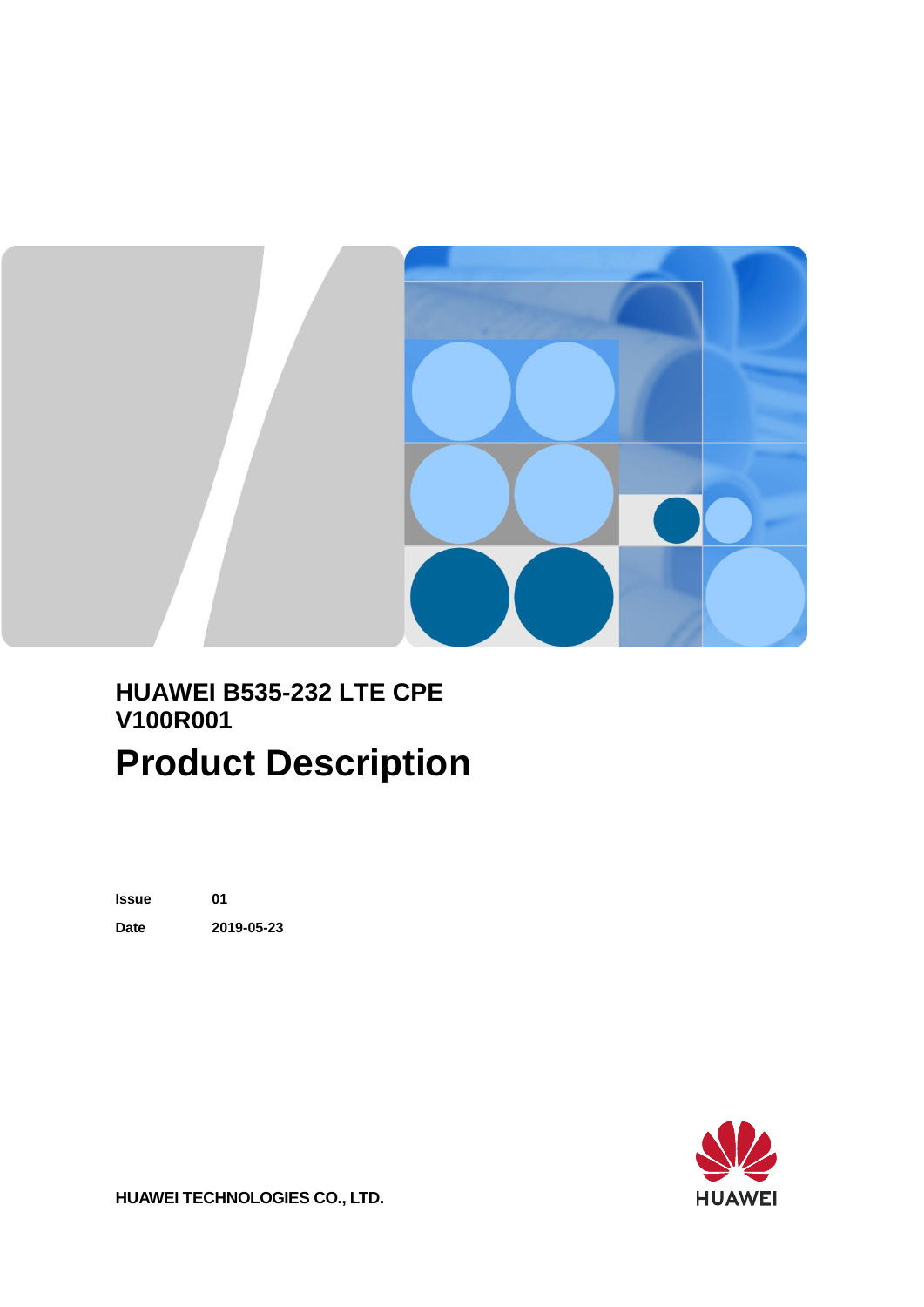**HUAWEI B535-232 LTE CPE**
**V100R001**

# Product Description

| | |
|---|---|
| **Issue** | **01** |
| **Date** | **2019-05-23** |

**HUAWEI TECHNOLOGIES CO., LTD.**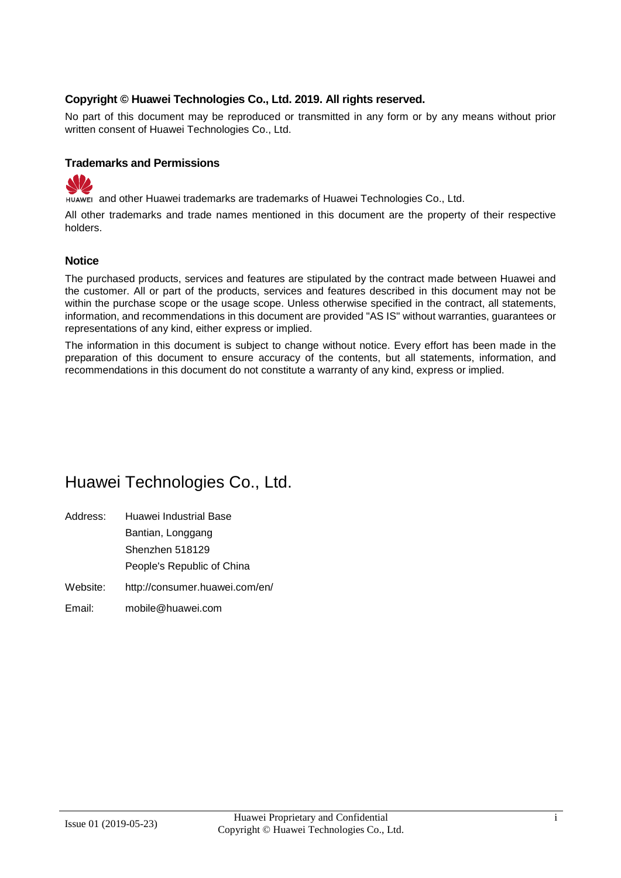**Copyright © Huawei Technologies Co., Ltd. 2019. All rights reserved.**

No part of this document may be reproduced or transmitted in any form or by any means without prior written consent of Huawei Technologies Co., Ltd.

### Trademarks and Permissions

HUAWEI and other Huawei trademarks are trademarks of Huawei Technologies Co., Ltd.

All other trademarks and trade names mentioned in this document are the property of their respective holders.

### Notice

The purchased products, services and features are stipulated by the contract made between Huawei and the customer. All or part of the products, services and features described in this document may not be within the purchase scope or the usage scope. Unless otherwise specified in the contract, all statements, information, and recommendations in this document are provided "AS IS" without warranties, guarantees or representations of any kind, either express or implied.

The information in this document is subject to change without notice. Every effort has been made in the preparation of this document to ensure accuracy of the contents, but all statements, information, and recommendations in this document do not constitute a warranty of any kind, express or implied.

## Huawei Technologies Co., Ltd.

Address: Huawei Industrial Base
Bantian, Longgang
Shenzhen 518129
People's Republic of China

Website: http://consumer.huawei.com/en/

Email: mobile@huawei.com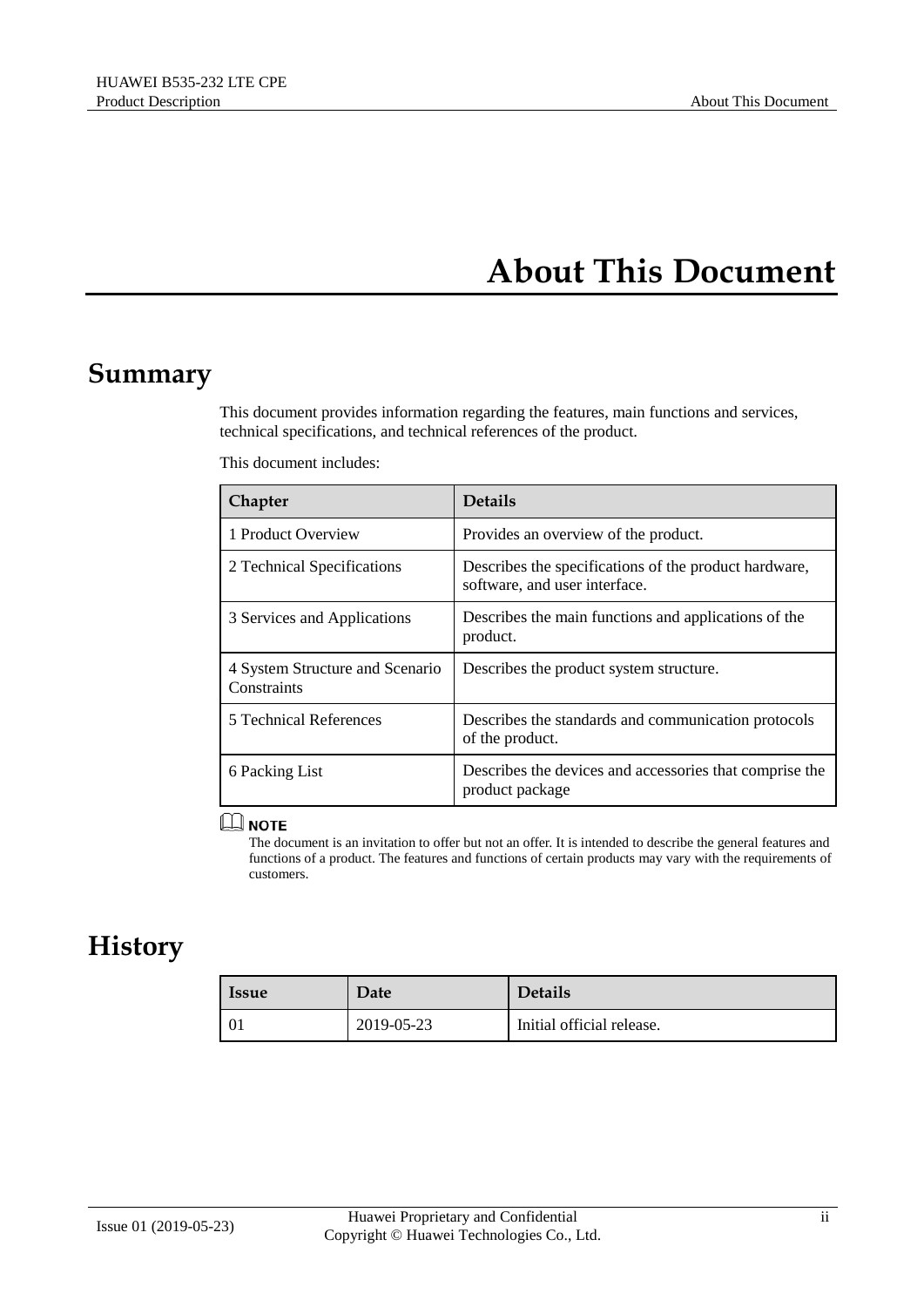# About This Document

## Summary

This document provides information regarding the features, main functions and services, technical specifications, and technical references of the product.

This document includes:

| Chapter | Details |
| --- | --- |
| 1 Product Overview | Provides an overview of the product. |
| 2 Technical Specifications | Describes the specifications of the product hardware, software, and user interface. |
| 3 Services and Applications | Describes the main functions and applications of the product. |
| 4 System Structure and Scenario Constraints | Describes the product system structure. |
| 5 Technical References | Describes the standards and communication protocols of the product. |
| 6 Packing List | Describes the devices and accessories that comprise the product package |

**NOTE**

The document is an invitation to offer but not an offer. It is intended to describe the general features and functions of a product. The features and functions of certain products may vary with the requirements of customers.

## History

| Issue | Date | Details |
| --- | --- | --- |
| 01 | 2019-05-23 | Initial official release. |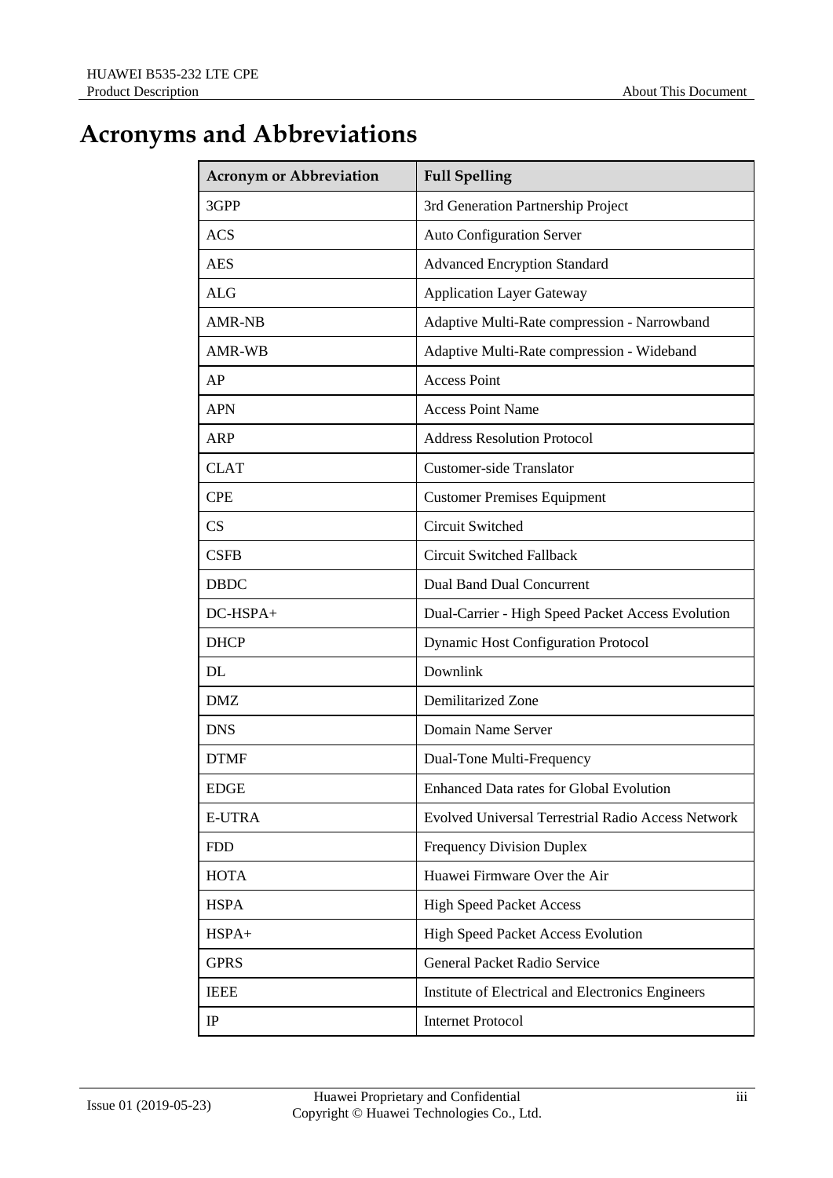# Acronyms and Abbreviations

| Acronym or Abbreviation | Full Spelling |
| --- | --- |
| 3GPP | 3rd Generation Partnership Project |
| ACS | Auto Configuration Server |
| AES | Advanced Encryption Standard |
| ALG | Application Layer Gateway |
| AMR-NB | Adaptive Multi-Rate compression - Narrowband |
| AMR-WB | Adaptive Multi-Rate compression - Wideband |
| AP | Access Point |
| APN | Access Point Name |
| ARP | Address Resolution Protocol |
| CLAT | Customer-side Translator |
| CPE | Customer Premises Equipment |
| CS | Circuit Switched |
| CSFB | Circuit Switched Fallback |
| DBDC | Dual Band Dual Concurrent |
| DC-HSPA+ | Dual-Carrier - High Speed Packet Access Evolution |
| DHCP | Dynamic Host Configuration Protocol |
| DL | Downlink |
| DMZ | Demilitarized Zone |
| DNS | Domain Name Server |
| DTMF | Dual-Tone Multi-Frequency |
| EDGE | Enhanced Data rates for Global Evolution |
| E-UTRA | Evolved Universal Terrestrial Radio Access Network |
| FDD | Frequency Division Duplex |
| HOTA | Huawei Firmware Over the Air |
| HSPA | High Speed Packet Access |
| HSPA+ | High Speed Packet Access Evolution |
| GPRS | General Packet Radio Service |
| IEEE | Institute of Electrical and Electronics Engineers |
| IP | Internet Protocol |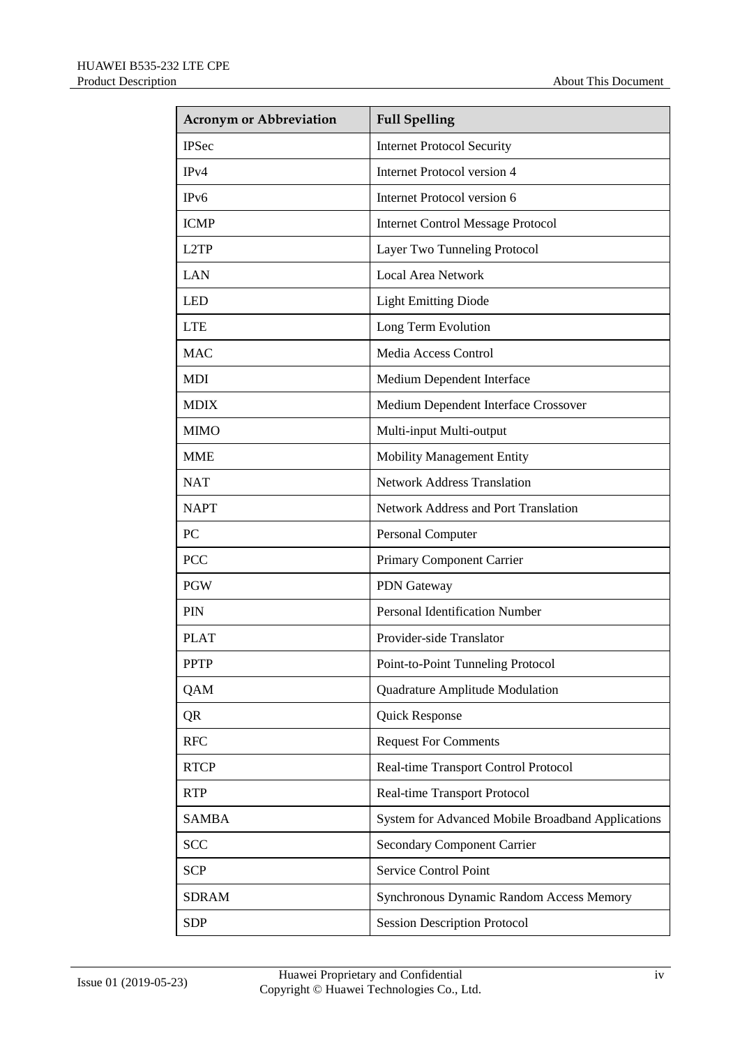| Acronym or Abbreviation | Full Spelling |
| --- | --- |
| IPSec | Internet Protocol Security |
| IPv4 | Internet Protocol version 4 |
| IPv6 | Internet Protocol version 6 |
| ICMP | Internet Control Message Protocol |
| L2TP | Layer Two Tunneling Protocol |
| LAN | Local Area Network |
| LED | Light Emitting Diode |
| LTE | Long Term Evolution |
| MAC | Media Access Control |
| MDI | Medium Dependent Interface |
| MDIX | Medium Dependent Interface Crossover |
| MIMO | Multi-input Multi-output |
| MME | Mobility Management Entity |
| NAT | Network Address Translation |
| NAPT | Network Address and Port Translation |
| PC | Personal Computer |
| PCC | Primary Component Carrier |
| PGW | PDN Gateway |
| PIN | Personal Identification Number |
| PLAT | Provider-side Translator |
| PPTP | Point-to-Point Tunneling Protocol |
| QAM | Quadrature Amplitude Modulation |
| QR | Quick Response |
| RFC | Request For Comments |
| RTCP | Real-time Transport Control Protocol |
| RTP | Real-time Transport Protocol |
| SAMBA | System for Advanced Mobile Broadband Applications |
| SCC | Secondary Component Carrier |
| SCP | Service Control Point |
| SDRAM | Synchronous Dynamic Random Access Memory |
| SDP | Session Description Protocol |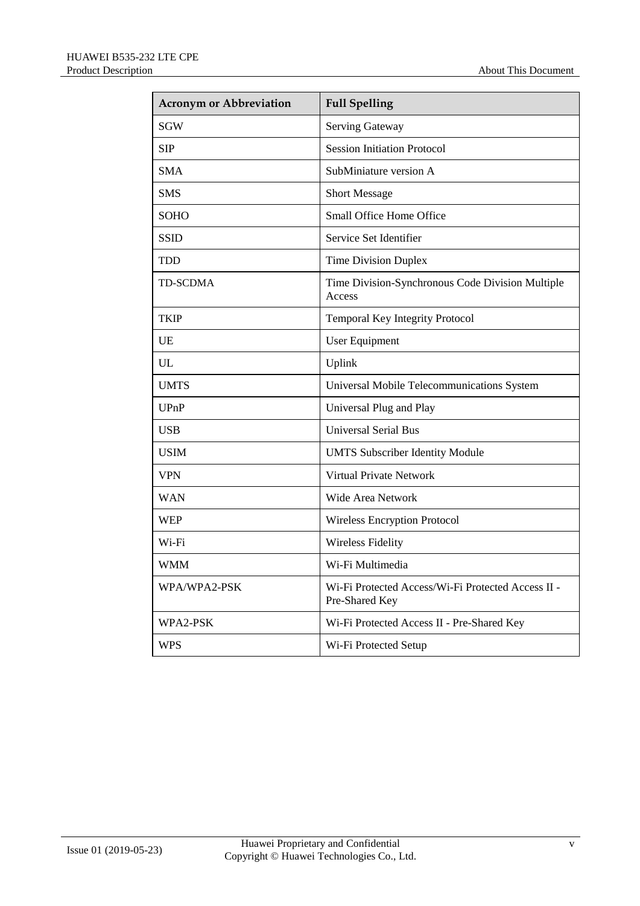| Acronym or Abbreviation | Full Spelling |
| --- | --- |
| SGW | Serving Gateway |
| SIP | Session Initiation Protocol |
| SMA | SubMiniature version A |
| SMS | Short Message |
| SOHO | Small Office Home Office |
| SSID | Service Set Identifier |
| TDD | Time Division Duplex |
| TD-SCDMA | Time Division-Synchronous Code Division Multiple Access |
| TKIP | Temporal Key Integrity Protocol |
| UE | User Equipment |
| UL | Uplink |
| UMTS | Universal Mobile Telecommunications System |
| UPnP | Universal Plug and Play |
| USB | Universal Serial Bus |
| USIM | UMTS Subscriber Identity Module |
| VPN | Virtual Private Network |
| WAN | Wide Area Network |
| WEP | Wireless Encryption Protocol |
| Wi-Fi | Wireless Fidelity |
| WMM | Wi-Fi Multimedia |
| WPA/WPA2-PSK | Wi-Fi Protected Access/Wi-Fi Protected Access II - Pre-Shared Key |
| WPA2-PSK | Wi-Fi Protected Access II - Pre-Shared Key |
| WPS | Wi-Fi Protected Setup |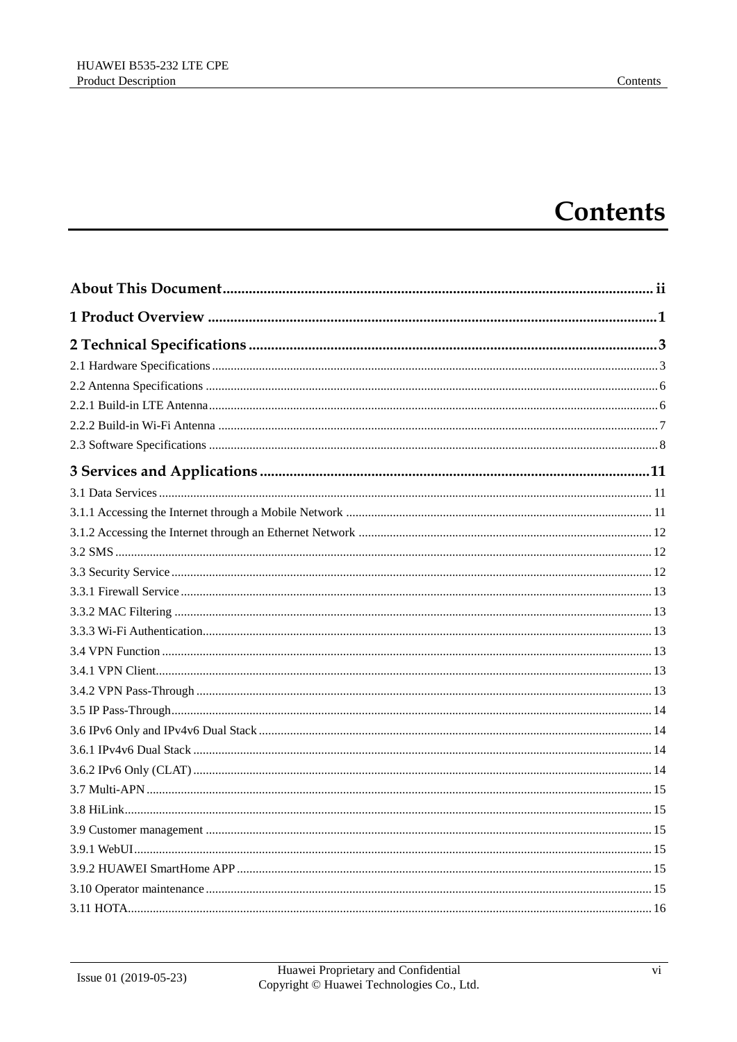# Contents

**About This Document** ........................................................ ii

**1 Product Overview** ........................................................ 1

**2 Technical Specifications** ........................................................ 3

2.1 Hardware Specifications ........................................................ 3

2.2 Antenna Specifications ........................................................ 6

2.2.1 Build-in LTE Antenna ........................................................ 6

2.2.2 Build-in Wi-Fi Antenna ........................................................ 7

2.3 Software Specifications ........................................................ 8

**3 Services and Applications** ........................................................ 11

3.1 Data Services ........................................................ 11

3.1.1 Accessing the Internet through a Mobile Network ........................................................ 11

3.1.2 Accessing the Internet through an Ethernet Network ........................................................ 12

3.2 SMS ........................................................ 12

3.3 Security Service ........................................................ 12

3.3.1 Firewall Service ........................................................ 13

3.3.2 MAC Filtering ........................................................ 13

3.3.3 Wi-Fi Authentication ........................................................ 13

3.4 VPN Function ........................................................ 13

3.4.1 VPN Client ........................................................ 13

3.4.2 VPN Pass-Through ........................................................ 13

3.5 IP Pass-Through ........................................................ 14

3.6 IPv6 Only and IPv4v6 Dual Stack ........................................................ 14

3.6.1 IPv4v6 Dual Stack ........................................................ 14

3.6.2 IPv6 Only (CLAT) ........................................................ 14

3.7 Multi-APN ........................................................ 15

3.8 HiLink ........................................................ 15

3.9 Customer management ........................................................ 15

3.9.1 WebUI ........................................................ 15

3.9.2 HUAWEI SmartHome APP ........................................................ 15

3.10 Operator maintenance ........................................................ 15

3.11 HOTA ........................................................ 16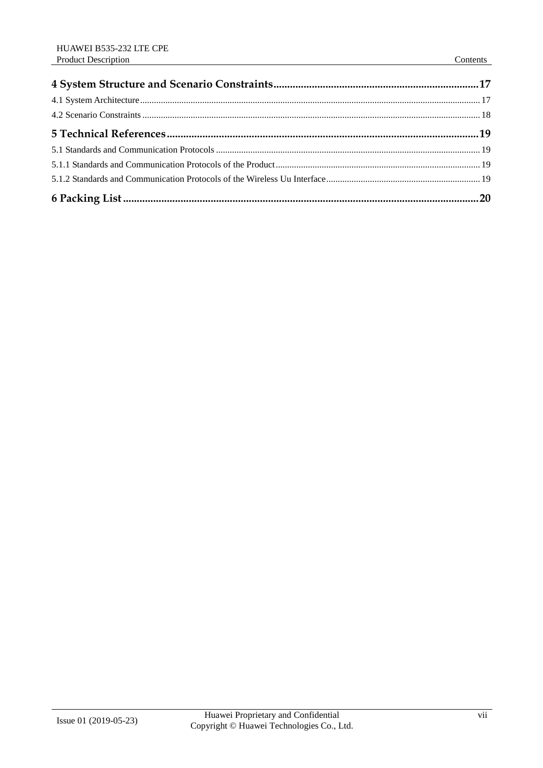**4 System Structure and Scenario Constraints....................17**

4.1 System Architecture....................17

4.2 Scenario Constraints....................18

**5 Technical References....................19**

5.1 Standards and Communication Protocols....................19

5.1.1 Standards and Communication Protocols of the Product....................19

5.1.2 Standards and Communication Protocols of the Wireless Uu Interface....................19

**6 Packing List....................20**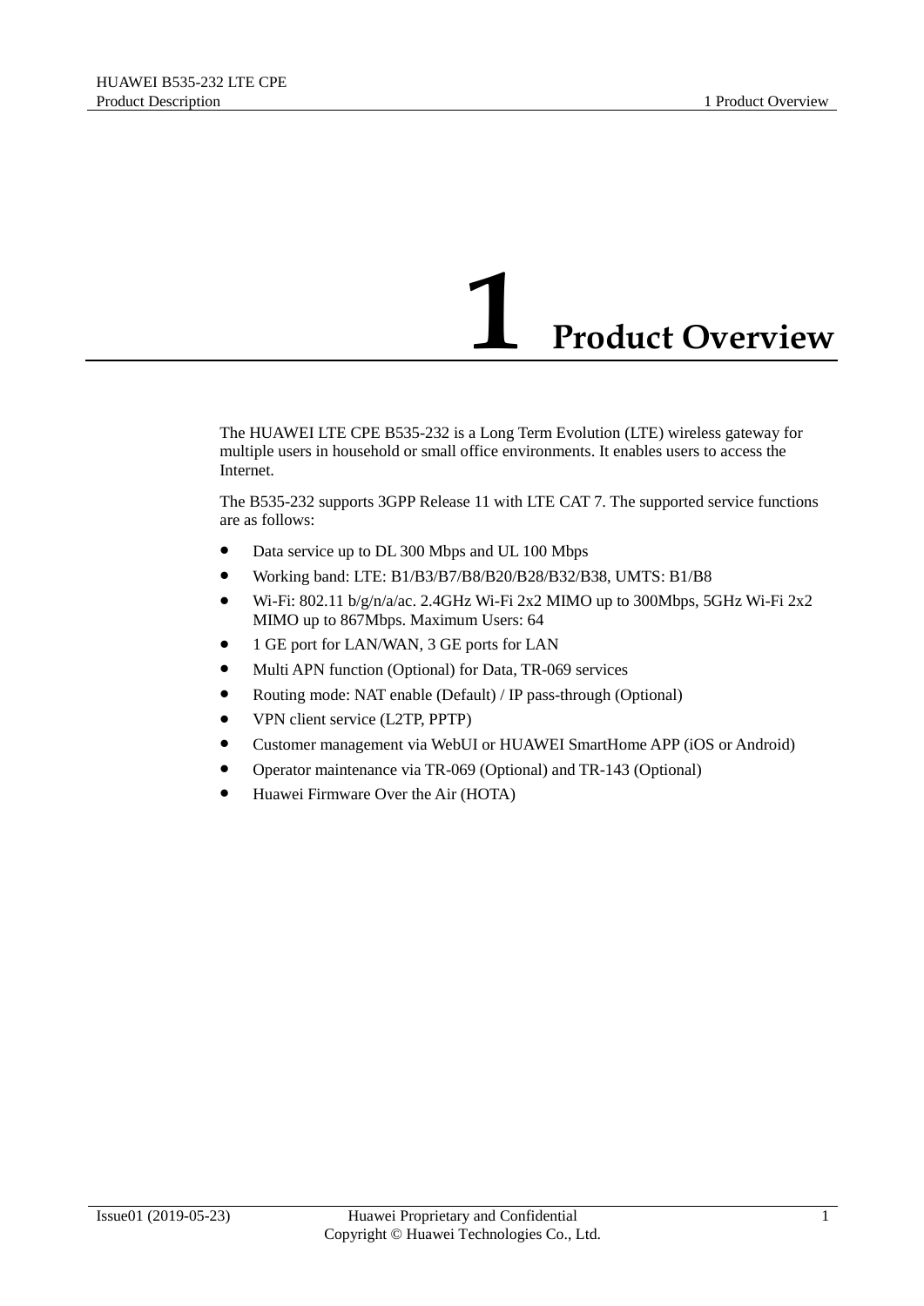# 1 Product Overview

The HUAWEI LTE CPE B535-232 is a Long Term Evolution (LTE) wireless gateway for multiple users in household or small office environments. It enables users to access the Internet.

The B535-232 supports 3GPP Release 11 with LTE CAT 7. The supported service functions are as follows:

- Data service up to DL 300 Mbps and UL 100 Mbps
- Working band: LTE: B1/B3/B7/B8/B20/B28/B32/B38, UMTS: B1/B8
- Wi-Fi: 802.11 b/g/n/a/ac. 2.4GHz Wi-Fi 2x2 MIMO up to 300Mbps, 5GHz Wi-Fi 2x2 MIMO up to 867Mbps. Maximum Users: 64
- 1 GE port for LAN/WAN, 3 GE ports for LAN
- Multi APN function (Optional) for Data, TR-069 services
- Routing mode: NAT enable (Default) / IP pass-through (Optional)
- VPN client service (L2TP, PPTP)
- Customer management via WebUI or HUAWEI SmartHome APP (iOS or Android)
- Operator maintenance via TR-069 (Optional) and TR-143 (Optional)
- Huawei Firmware Over the Air (HOTA)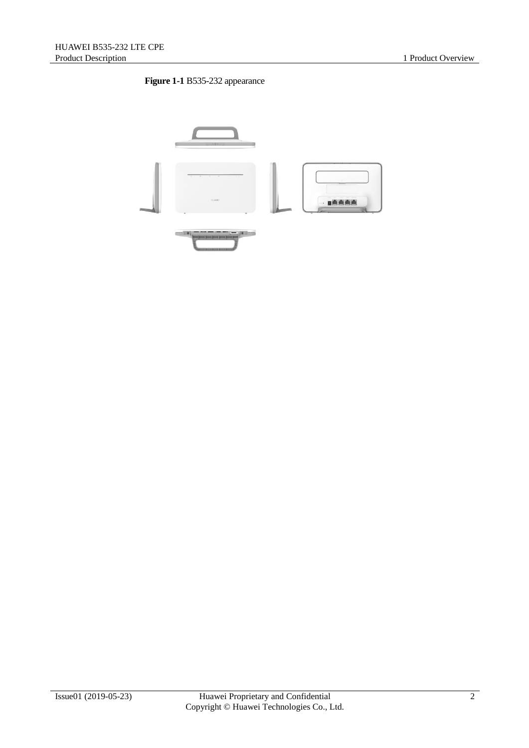**Figure 1-1** B535-232 appearance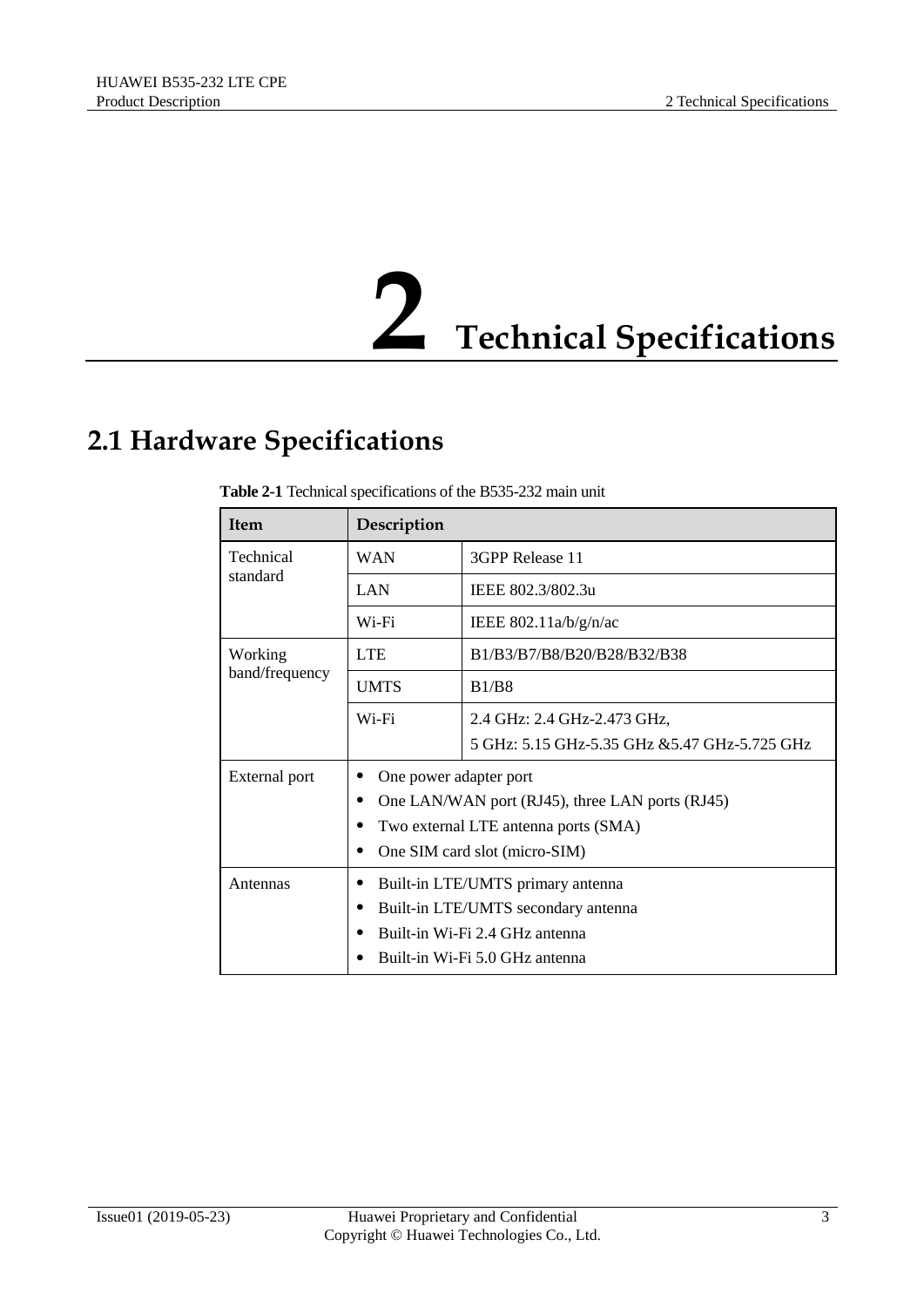# 2 Technical Specifications

## 2.1 Hardware Specifications

**Table 2-1** Technical specifications of the B535-232 main unit

| Item | Description | |
|---|---|---|
| Technical standard | WAN | 3GPP Release 11 |
| | LAN | IEEE 802.3/802.3u |
| | Wi-Fi | IEEE 802.11a/b/g/n/ac |
| Working band/frequency | LTE | B1/B3/B7/B8/B20/B28/B32/B38 |
| | UMTS | B1/B8 |
| | Wi-Fi | 2.4 GHz: 2.4 GHz-2.473 GHz,<br>5 GHz: 5.15 GHz-5.35 GHz &5.47 GHz-5.725 GHz |
| External port | • One power adapter port<br>• One LAN/WAN port (RJ45), three LAN ports (RJ45)<br>• Two external LTE antenna ports (SMA)<br>• One SIM card slot (micro-SIM) | |
| Antennas | • Built-in LTE/UMTS primary antenna<br>• Built-in LTE/UMTS secondary antenna<br>• Built-in Wi-Fi 2.4 GHz antenna<br>• Built-in Wi-Fi 5.0 GHz antenna | |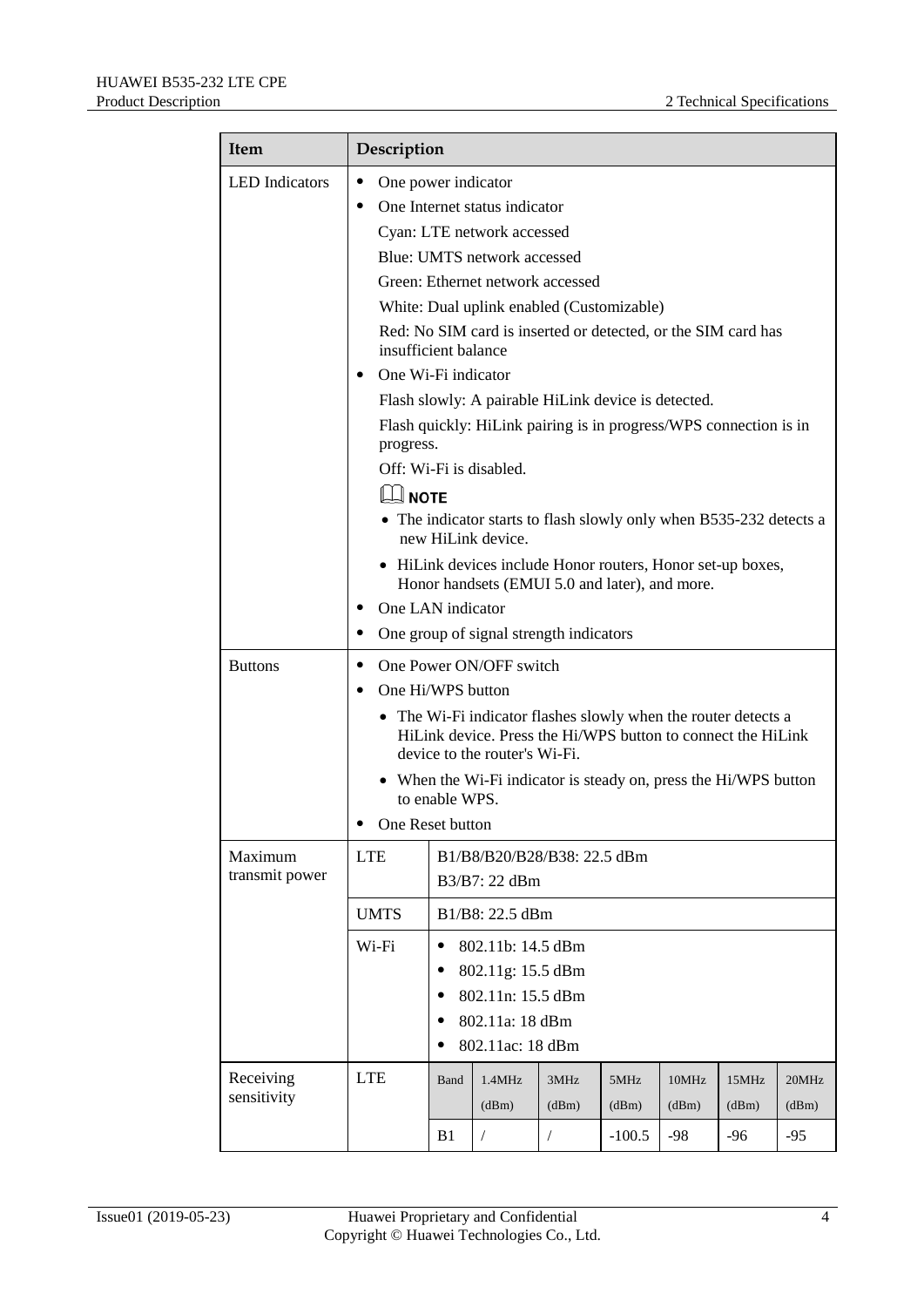| Item | Description | | | | | | | |
|---|---|---|---|---|---|---|---|---|
| LED Indicators | • One power indicator<br>• One Internet status indicator<br>Cyan: LTE network accessed<br>Blue: UMTS network accessed<br>Green: Ethernet network accessed<br>White: Dual uplink enabled (Customizable)<br>Red: No SIM card is inserted or detected, or the SIM card has insufficient balance<br>• One Wi-Fi indicator<br>Flash slowly: A pairable HiLink device is detected.<br>Flash quickly: HiLink pairing is in progress/WPS connection is in progress.<br>Off: Wi-Fi is disabled.<br>**NOTE**<br>• The indicator starts to flash slowly only when B535-232 detects a new HiLink device.<br>• HiLink devices include Honor routers, Honor set-up boxes, Honor handsets (EMUI 5.0 and later), and more.<br>• One LAN indicator<br>• One group of signal strength indicators | | | | | | | |
| Buttons | • One Power ON/OFF switch<br>• One Hi/WPS button<br>• The Wi-Fi indicator flashes slowly when the router detects a HiLink device. Press the Hi/WPS button to connect the HiLink device to the router's Wi-Fi.<br>• When the Wi-Fi indicator is steady on, press the Hi/WPS button to enable WPS.<br>• One Reset button | | | | | | | |
| Maximum transmit power | LTE | B1/B8/B20/B28/B38: 22.5 dBm<br>B3/B7: 22 dBm | | | | | | |
| | UMTS | B1/B8: 22.5 dBm | | | | | | |
| | Wi-Fi | • 802.11b: 14.5 dBm<br>• 802.11g: 15.5 dBm<br>• 802.11n: 15.5 dBm<br>• 802.11a: 18 dBm<br>• 802.11ac: 18 dBm | | | | | | |
| Receiving sensitivity | LTE | Band | 1.4MHz (dBm) | 3MHz (dBm) | 5MHz (dBm) | 10MHz (dBm) | 15MHz (dBm) | 20MHz (dBm) |
| | | B1 | / | / | -100.5 | -98 | -96 | -95 |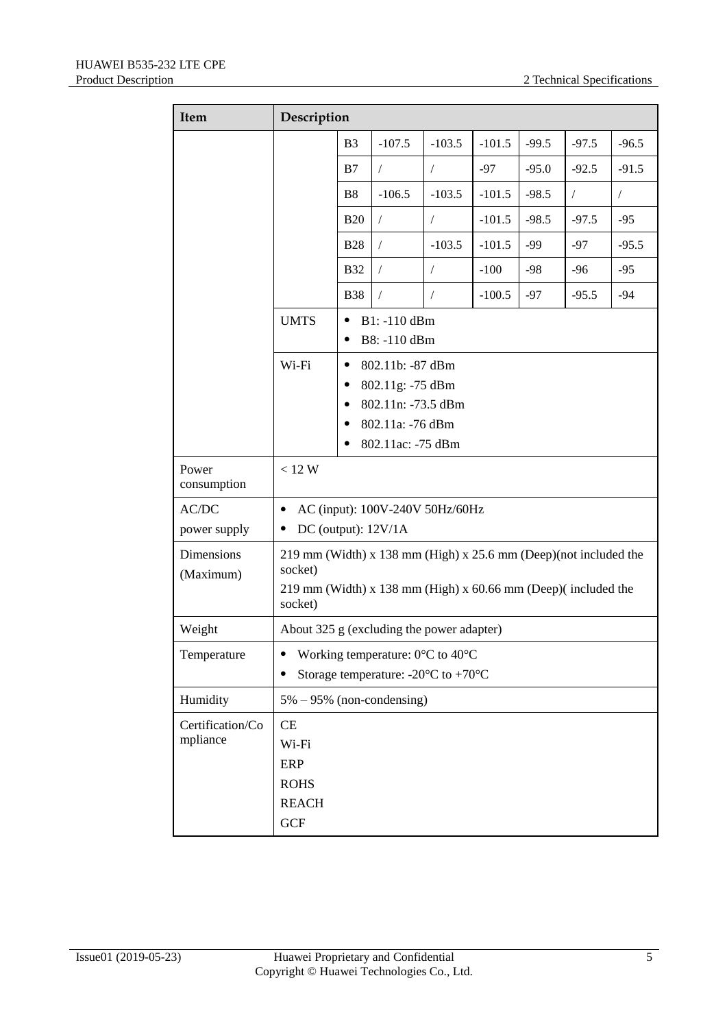| Item | Description | | | | | | | |
|---|---|---|---|---|---|---|---|---|
| | | B3 | -107.5 | -103.5 | -101.5 | -99.5 | -97.5 | -96.5 |
| | | B7 | / | / | -97 | -95.0 | -92.5 | -91.5 |
| | | B8 | -106.5 | -103.5 | -101.5 | -98.5 | / | / |
| | | B20 | / | / | -101.5 | -98.5 | -97.5 | -95 |
| | | B28 | / | -103.5 | -101.5 | -99 | -97 | -95.5 |
| | | B32 | / | / | -100 | -98 | -96 | -95 |
| | | B38 | / | / | -100.5 | -97 | -95.5 | -94 |
| | UMTS | • B1: -110 dBm<br>• B8: -110 dBm | | | | | | |
| | Wi-Fi | • 802.11b: -87 dBm<br>• 802.11g: -75 dBm<br>• 802.11n: -73.5 dBm<br>• 802.11a: -76 dBm<br>• 802.11ac: -75 dBm | | | | | | |
| Power consumption | < 12 W | | | | | | | |
| AC/DC power supply | • AC (input): 100V-240V 50Hz/60Hz<br>• DC (output): 12V/1A | | | | | | | |
| Dimensions (Maximum) | 219 mm (Width) x 138 mm (High) x 25.6 mm (Deep)(not included the socket)<br>219 mm (Width) x 138 mm (High) x 60.66 mm (Deep)( included the socket) | | | | | | | |
| Weight | About 325 g (excluding the power adapter) | | | | | | | |
| Temperature | • Working temperature: 0°C to 40°C<br>• Storage temperature: -20°C to +70°C | | | | | | | |
| Humidity | 5% – 95% (non-condensing) | | | | | | | |
| Certification/Compliance | CE<br>Wi-Fi<br>ERP<br>ROHS<br>REACH<br>GCF | | | | | | | |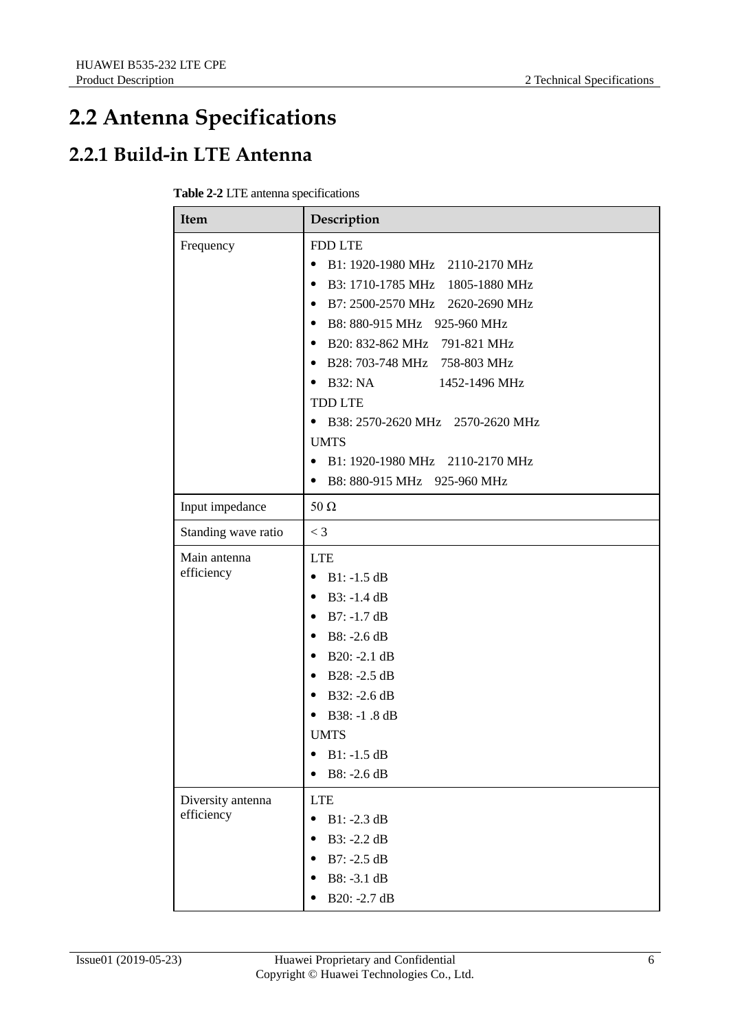## 2.2 Antenna Specifications

### 2.2.1 Build-in LTE Antenna

**Table 2-2** LTE antenna specifications

| Item | Description |
|---|---|
| Frequency | FDD LTE<br>• B1: 1920-1980 MHz 2110-2170 MHz<br>• B3: 1710-1785 MHz 1805-1880 MHz<br>• B7: 2500-2570 MHz 2620-2690 MHz<br>• B8: 880-915 MHz 925-960 MHz<br>• B20: 832-862 MHz 791-821 MHz<br>• B28: 703-748 MHz 758-803 MHz<br>• B32: NA 1452-1496 MHz<br>TDD LTE<br>• B38: 2570-2620 MHz 2570-2620 MHz<br>UMTS<br>• B1: 1920-1980 MHz 2110-2170 MHz<br>• B8: 880-915 MHz 925-960 MHz |
| Input impedance | 50 Ω |
| Standing wave ratio | < 3 |
| Main antenna efficiency | LTE<br>• B1: -1.5 dB<br>• B3: -1.4 dB<br>• B7: -1.7 dB<br>• B8: -2.6 dB<br>• B20: -2.1 dB<br>• B28: -2.5 dB<br>• B32: -2.6 dB<br>• B38: -1 .8 dB<br>UMTS<br>• B1: -1.5 dB<br>• B8: -2.6 dB |
| Diversity antenna efficiency | LTE<br>• B1: -2.3 dB<br>• B3: -2.2 dB<br>• B7: -2.5 dB<br>• B8: -3.1 dB<br>• B20: -2.7 dB |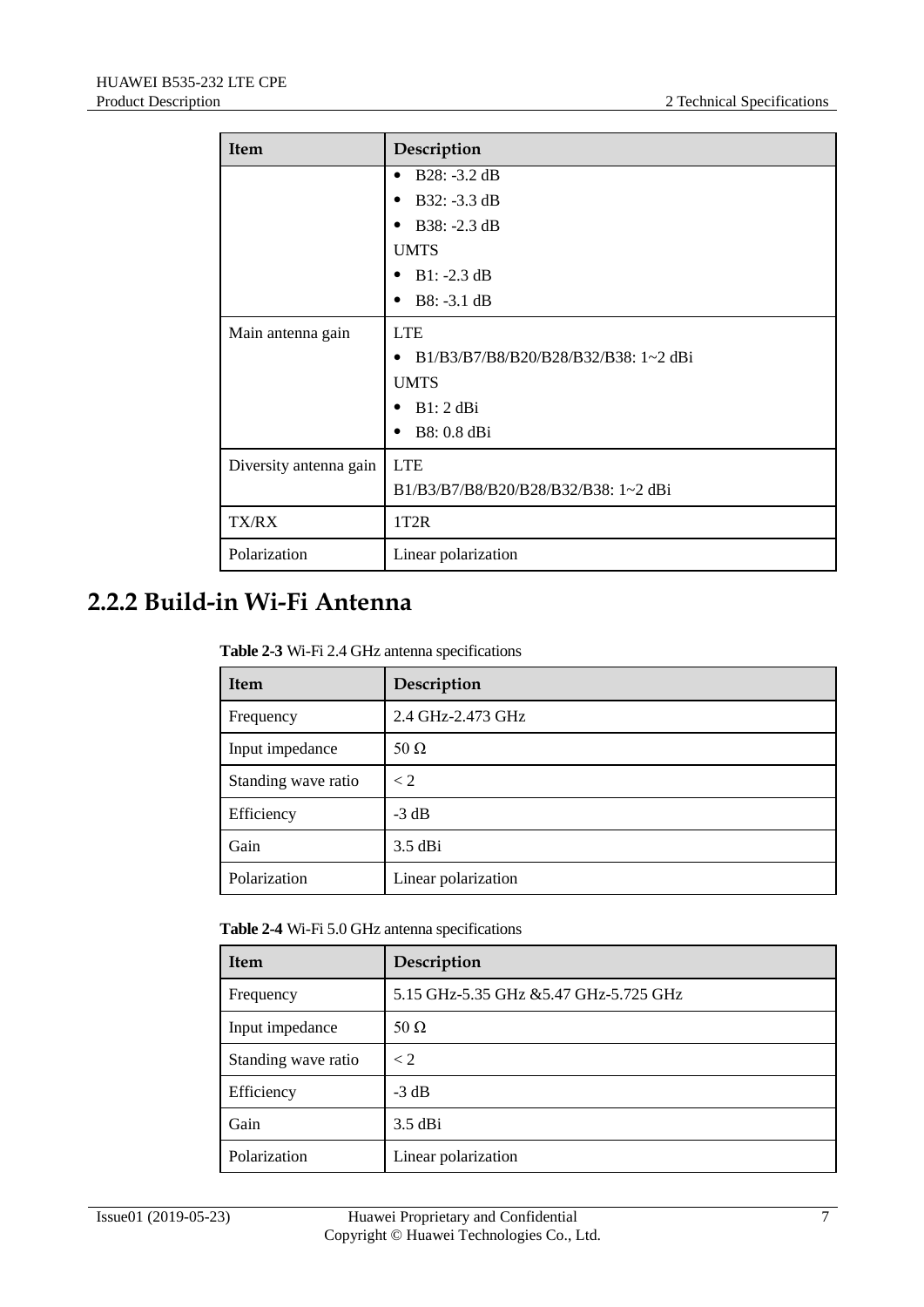| Item | Description |
| --- | --- |
| | • B28: -3.2 dB<br>• B32: -3.3 dB<br>• B38: -2.3 dB<br>UMTS<br>• B1: -2.3 dB<br>• B8: -3.1 dB |
| Main antenna gain | LTE<br>• B1/B3/B7/B8/B20/B28/B32/B38: 1~2 dBi<br>UMTS<br>• B1: 2 dBi<br>• B8: 0.8 dBi |
| Diversity antenna gain | LTE<br>B1/B3/B7/B8/B20/B28/B32/B38: 1~2 dBi |
| TX/RX | 1T2R |
| Polarization | Linear polarization |

## 2.2.2 Build-in Wi-Fi Antenna

**Table 2-3** Wi-Fi 2.4 GHz antenna specifications

| Item | Description |
| --- | --- |
| Frequency | 2.4 GHz-2.473 GHz |
| Input impedance | 50 Ω |
| Standing wave ratio | < 2 |
| Efficiency | -3 dB |
| Gain | 3.5 dBi |
| Polarization | Linear polarization |

**Table 2-4** Wi-Fi 5.0 GHz antenna specifications

| Item | Description |
| --- | --- |
| Frequency | 5.15 GHz-5.35 GHz &5.47 GHz-5.725 GHz |
| Input impedance | 50 Ω |
| Standing wave ratio | < 2 |
| Efficiency | -3 dB |
| Gain | 3.5 dBi |
| Polarization | Linear polarization |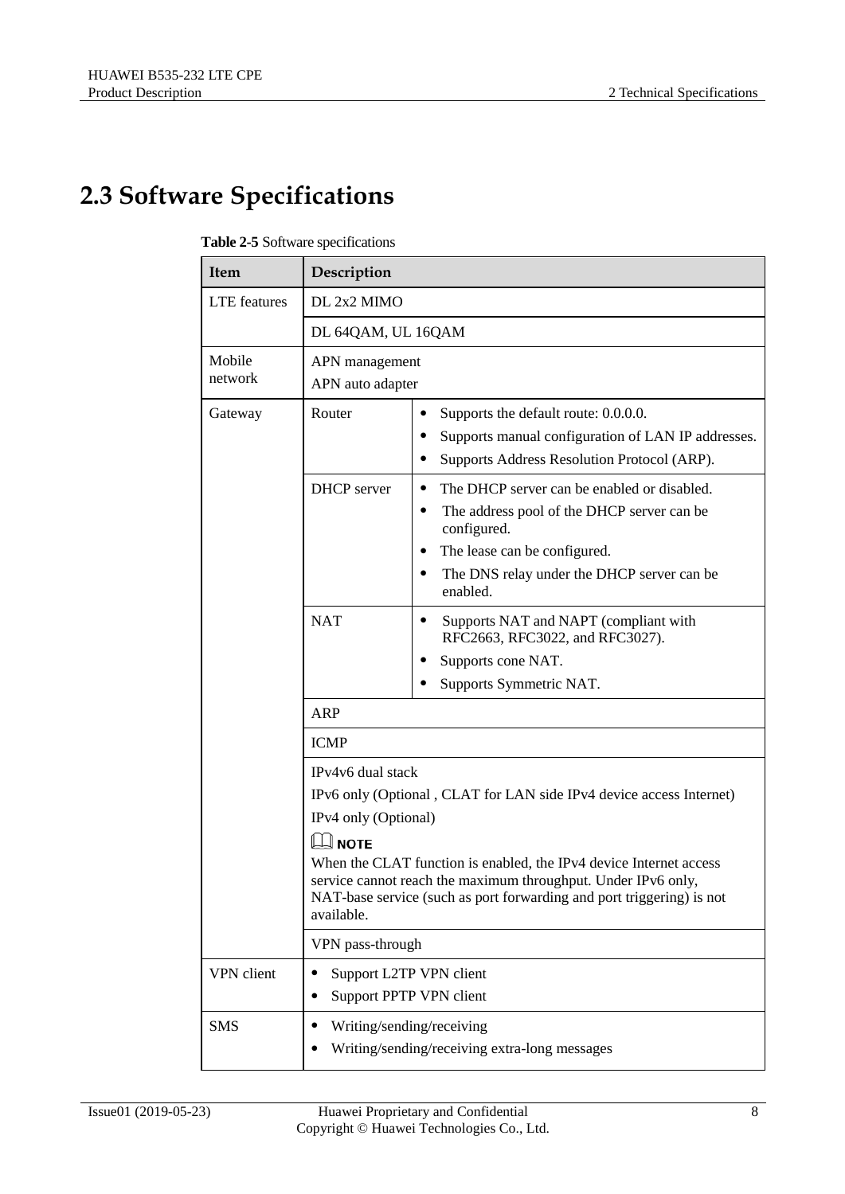## 2.3 Software Specifications

**Table 2-5** Software specifications

| Item | Description | |
|---|---|---|
| LTE features | DL 2x2 MIMO | |
| | DL 64QAM, UL 16QAM | |
| Mobile network | APN management<br>APN auto adapter | |
| Gateway | Router | • Supports the default route: 0.0.0.0.<br>• Supports manual configuration of LAN IP addresses.<br>• Supports Address Resolution Protocol (ARP). |
| | DHCP server | • The DHCP server can be enabled or disabled.<br>• The address pool of the DHCP server can be configured.<br>• The lease can be configured.<br>• The DNS relay under the DHCP server can be enabled. |
| | NAT | • Supports NAT and NAPT (compliant with RFC2663, RFC3022, and RFC3027).<br>• Supports cone NAT.<br>• Supports Symmetric NAT. |
| | ARP | |
| | ICMP | |
| | IPv4v6 dual stack<br>IPv6 only (Optional , CLAT for LAN side IPv4 device access Internet)<br>IPv4 only (Optional)<br>**NOTE**<br>When the CLAT function is enabled, the IPv4 device Internet access service cannot reach the maximum throughput. Under IPv6 only, NAT-base service (such as port forwarding and port triggering) is not available. | |
| | VPN pass-through | |
| VPN client | • Support L2TP VPN client<br>• Support PPTP VPN client | |
| SMS | • Writing/sending/receiving<br>• Writing/sending/receiving extra-long messages | |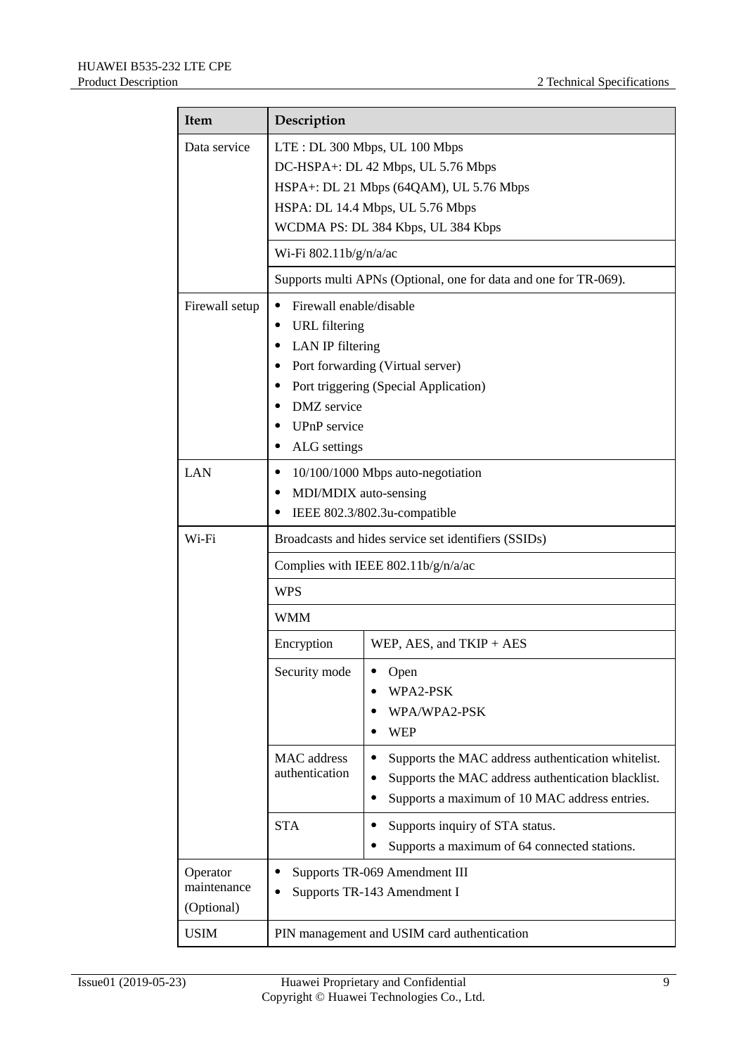| Item | Description | |
|---|---|---|
| Data service | LTE : DL 300 Mbps, UL 100 Mbps<br>DC-HSPA+: DL 42 Mbps, UL 5.76 Mbps<br>HSPA+: DL 21 Mbps (64QAM), UL 5.76 Mbps<br>HSPA: DL 14.4 Mbps, UL 5.76 Mbps<br>WCDMA PS: DL 384 Kbps, UL 384 Kbps | |
| | Wi-Fi 802.11b/g/n/a/ac | |
| | Supports multi APNs (Optional, one for data and one for TR-069). | |
| Firewall setup | • Firewall enable/disable<br>• URL filtering<br>• LAN IP filtering<br>• Port forwarding (Virtual server)<br>• Port triggering (Special Application)<br>• DMZ service<br>• UPnP service<br>• ALG settings | |
| LAN | • 10/100/1000 Mbps auto-negotiation<br>• MDI/MDIX auto-sensing<br>• IEEE 802.3/802.3u-compatible | |
| Wi-Fi | Broadcasts and hides service set identifiers (SSIDs) | |
| | Complies with IEEE 802.11b/g/n/a/ac | |
| | WPS | |
| | WMM | |
| | Encryption | WEP, AES, and TKIP + AES |
| | Security mode | • Open<br>• WPA2-PSK<br>• WPA/WPA2-PSK<br>• WEP |
| | MAC address authentication | • Supports the MAC address authentication whitelist.<br>• Supports the MAC address authentication blacklist.<br>• Supports a maximum of 10 MAC address entries. |
| | STA | • Supports inquiry of STA status.<br>• Supports a maximum of 64 connected stations. |
| Operator maintenance (Optional) | • Supports TR-069 Amendment III<br>• Supports TR-143 Amendment I | |
| USIM | PIN management and USIM card authentication | |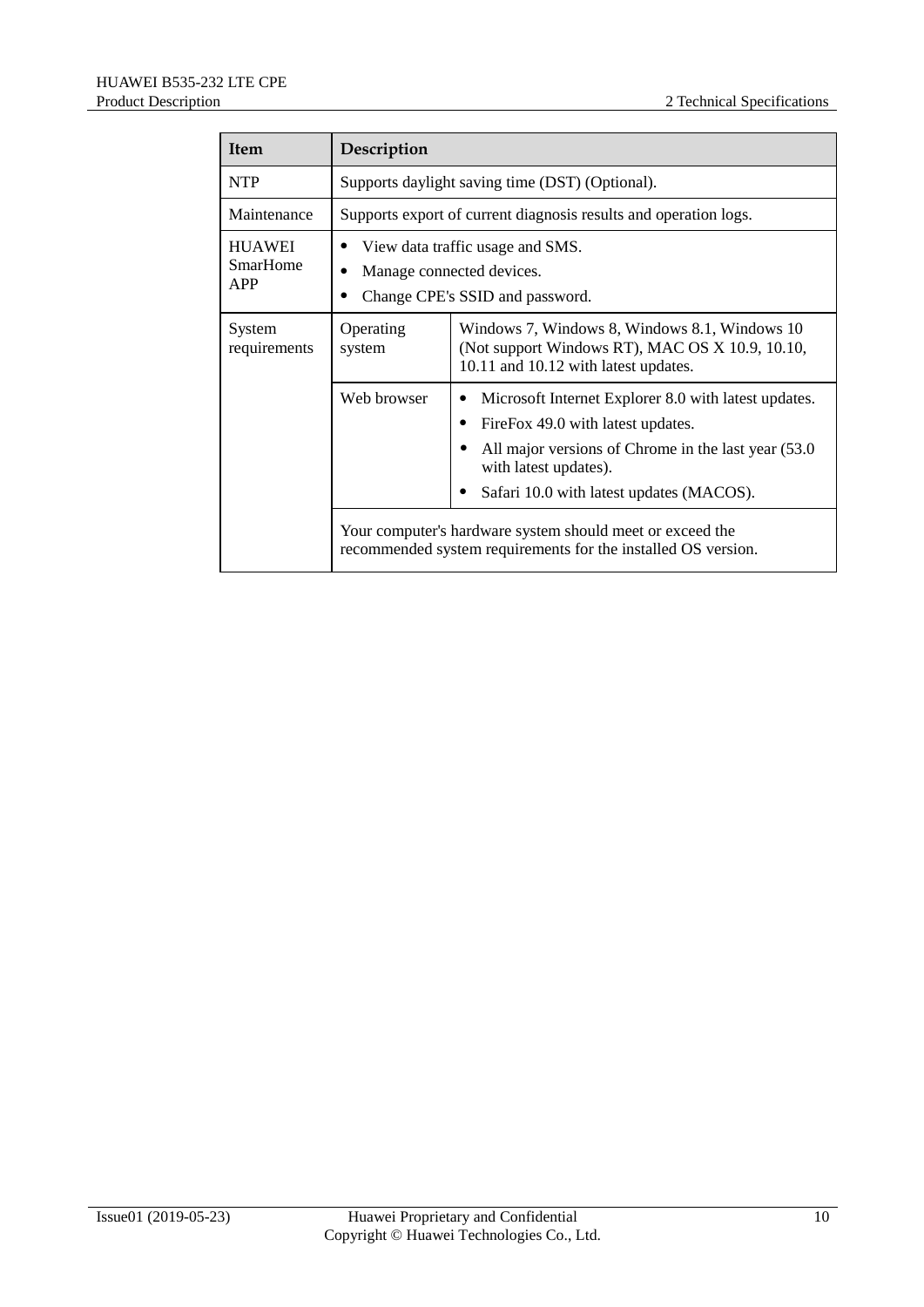| Item | Description | |
| --- | --- | --- |
| NTP | Supports daylight saving time (DST) (Optional). | |
| Maintenance | Supports export of current diagnosis results and operation logs. | |
| HUAWEI SmarHome APP | • View data traffic usage and SMS.<br>• Manage connected devices.<br>• Change CPE's SSID and password. | |
| System requirements | Operating system | Windows 7, Windows 8, Windows 8.1, Windows 10 (Not support Windows RT), MAC OS X 10.9, 10.10, 10.11 and 10.12 with latest updates. |
| | Web browser | • Microsoft Internet Explorer 8.0 with latest updates.<br>• FireFox 49.0 with latest updates.<br>• All major versions of Chrome in the last year (53.0 with latest updates).<br>• Safari 10.0 with latest updates (MACOS). |
| | Your computer's hardware system should meet or exceed the recommended system requirements for the installed OS version. | |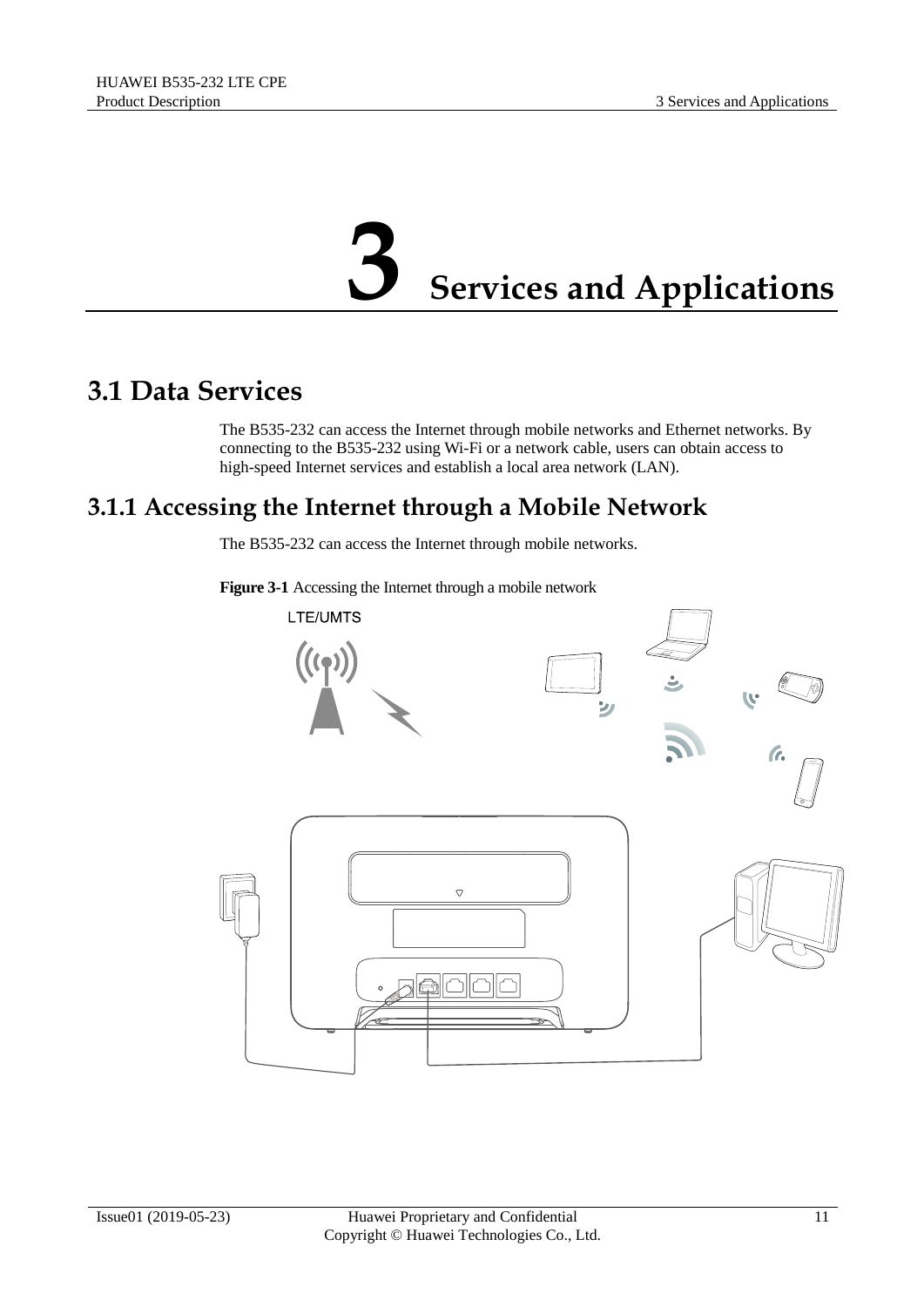# 3 Services and Applications

## 3.1 Data Services

The B535-232 can access the Internet through mobile networks and Ethernet networks. By connecting to the B535-232 using Wi-Fi or a network cable, users can obtain access to high-speed Internet services and establish a local area network (LAN).

### 3.1.1 Accessing the Internet through a Mobile Network

The B535-232 can access the Internet through mobile networks.

**Figure 3-1** Accessing the Internet through a mobile network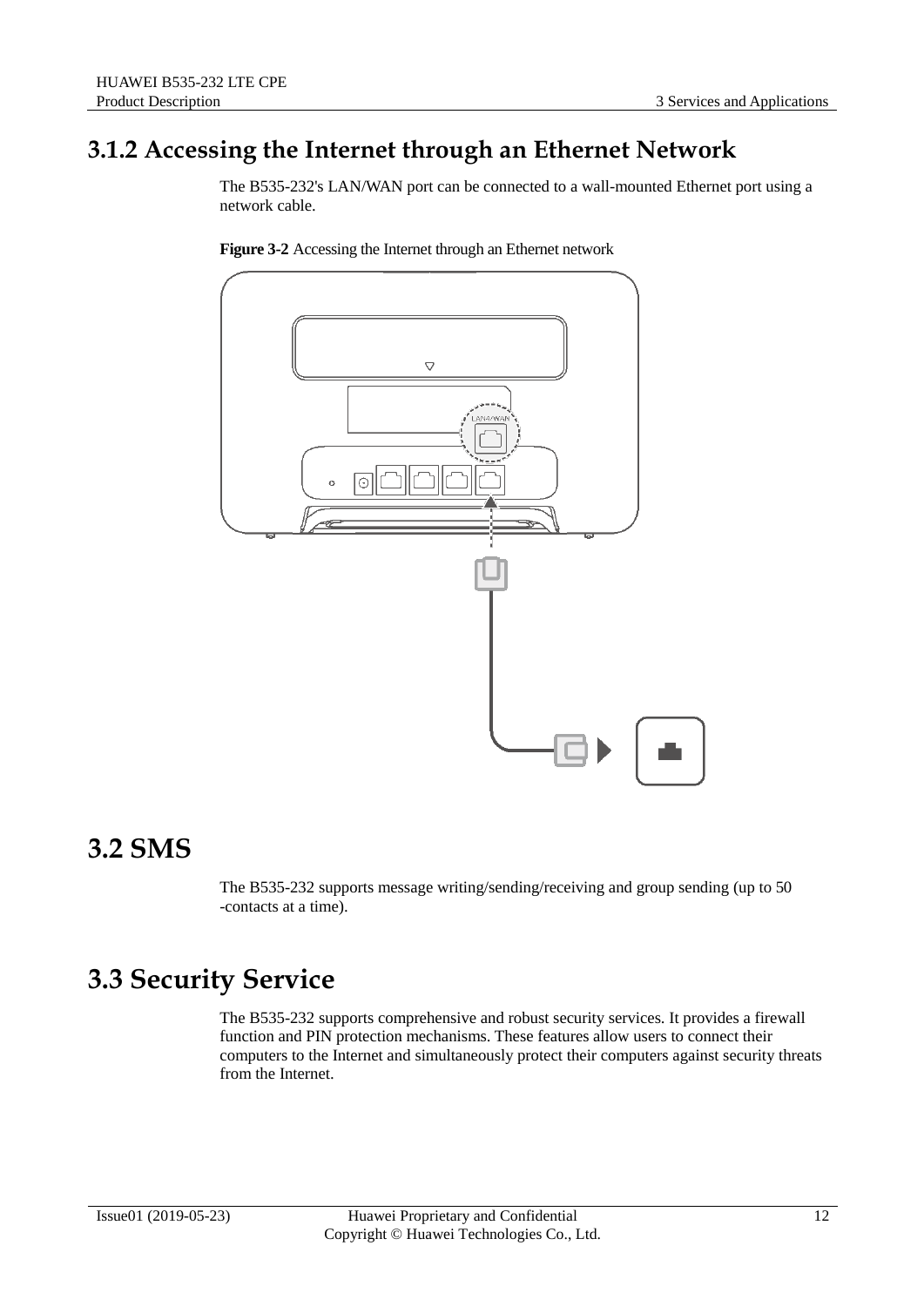### 3.1.2 Accessing the Internet through an Ethernet Network

The B535-232's LAN/WAN port can be connected to a wall-mounted Ethernet port using a network cable.

**Figure 3-2** Accessing the Internet through an Ethernet network

## 3.2 SMS

The B535-232 supports message writing/sending/receiving and group sending (up to 50 -contacts at a time).

## 3.3 Security Service

The B535-232 supports comprehensive and robust security services. It provides a firewall function and PIN protection mechanisms. These features allow users to connect their computers to the Internet and simultaneously protect their computers against security threats from the Internet.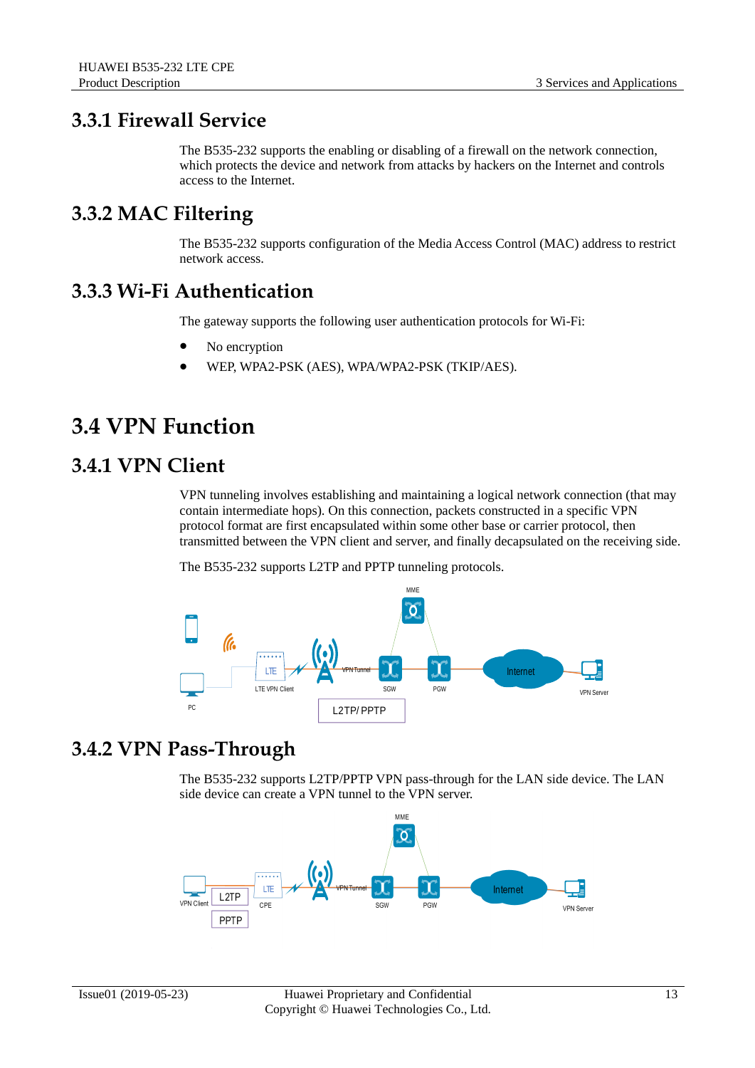## 3.3.1 Firewall Service

The B535-232 supports the enabling or disabling of a firewall on the network connection, which protects the device and network from attacks by hackers on the Internet and controls access to the Internet.

## 3.3.2 MAC Filtering

The B535-232 supports configuration of the Media Access Control (MAC) address to restrict network access.

## 3.3.3 Wi-Fi Authentication

The gateway supports the following user authentication protocols for Wi-Fi:

- No encryption
- WEP, WPA2-PSK (AES), WPA/WPA2-PSK (TKIP/AES).

# 3.4 VPN Function

## 3.4.1 VPN Client

VPN tunneling involves establishing and maintaining a logical network connection (that may contain intermediate hops). On this connection, packets constructed in a specific VPN protocol format are first encapsulated within some other base or carrier protocol, then transmitted between the VPN client and server, and finally decapsulated on the receiving side.

The B535-232 supports L2TP and PPTP tunneling protocols.

## 3.4.2 VPN Pass-Through

The B535-232 supports L2TP/PPTP VPN pass-through for the LAN side device. The LAN side device can create a VPN tunnel to the VPN server.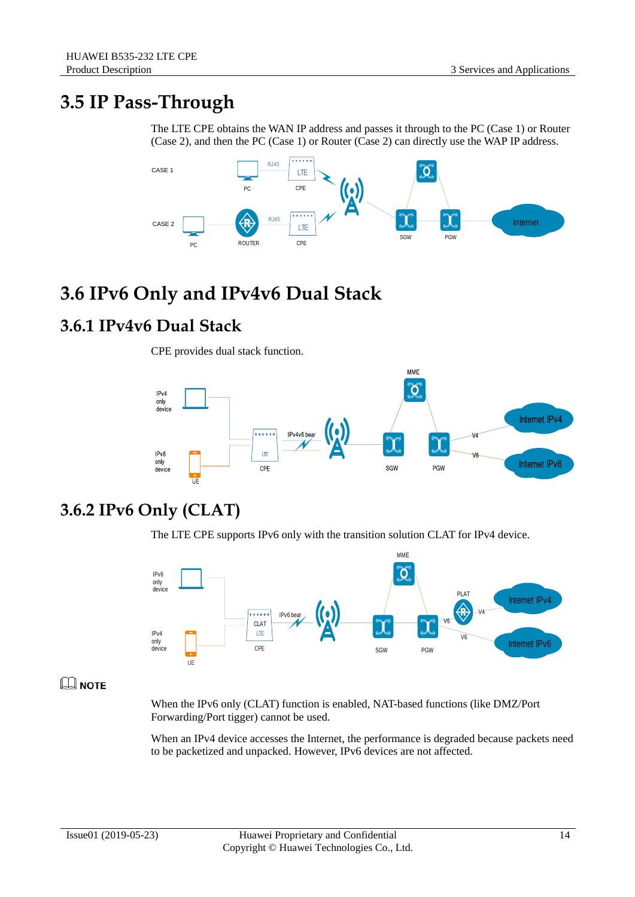# 3.5 IP Pass-Through

The LTE CPE obtains the WAN IP address and passes it through to the PC (Case 1) or Router (Case 2), and then the PC (Case 1) or Router (Case 2) can directly use the WAP IP address.

# 3.6 IPv6 Only and IPv4v6 Dual Stack

## 3.6.1 IPv4v6 Dual Stack

CPE provides dual stack function.

## 3.6.2 IPv6 Only (CLAT)

The LTE CPE supports IPv6 only with the transition solution CLAT for IPv4 device.

**NOTE**

When the IPv6 only (CLAT) function is enabled, NAT-based functions (like DMZ/Port Forwarding/Port tigger) cannot be used.

When an IPv4 device accesses the Internet, the performance is degraded because packets need to be packetized and unpacked. However, IPv6 devices are not affected.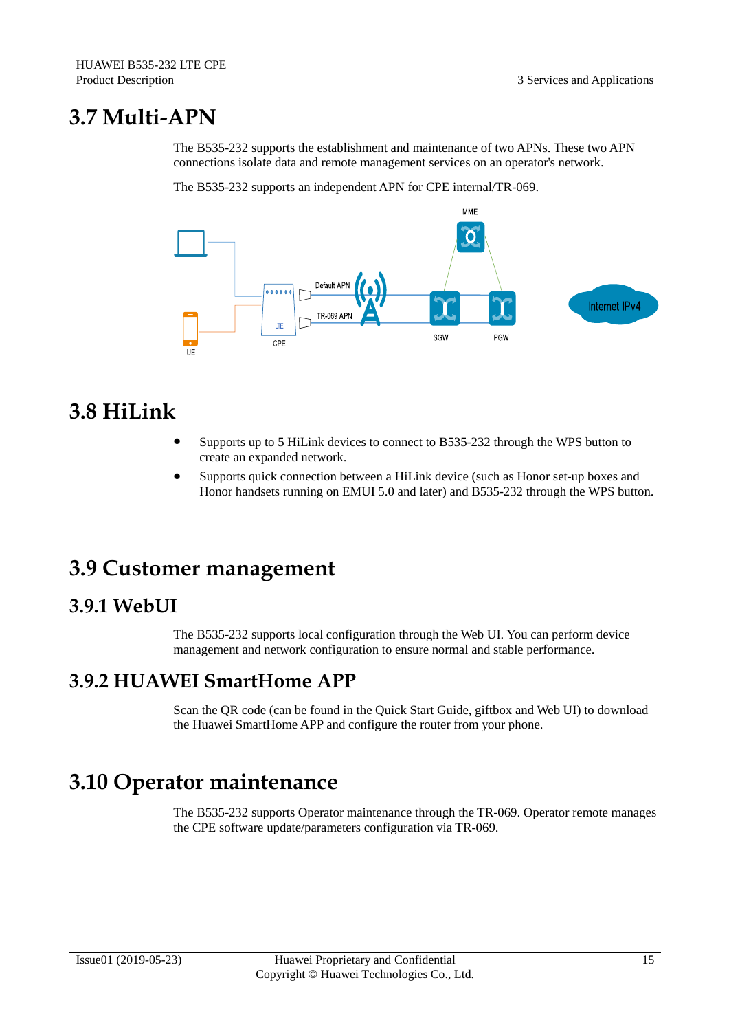# 3.7 Multi-APN

The B535-232 supports the establishment and maintenance of two APNs. These two APN connections isolate data and remote management services on an operator's network.

The B535-232 supports an independent APN for CPE internal/TR-069.

# 3.8 HiLink

- Supports up to 5 HiLink devices to connect to B535-232 through the WPS button to create an expanded network.
- Supports quick connection between a HiLink device (such as Honor set-up boxes and Honor handsets running on EMUI 5.0 and later) and B535-232 through the WPS button.

# 3.9 Customer management

## 3.9.1 WebUI

The B535-232 supports local configuration through the Web UI. You can perform device management and network configuration to ensure normal and stable performance.

## 3.9.2 HUAWEI SmartHome APP

Scan the QR code (can be found in the Quick Start Guide, giftbox and Web UI) to download the Huawei SmartHome APP and configure the router from your phone.

# 3.10 Operator maintenance

The B535-232 supports Operator maintenance through the TR-069. Operator remote manages the CPE software update/parameters configuration via TR-069.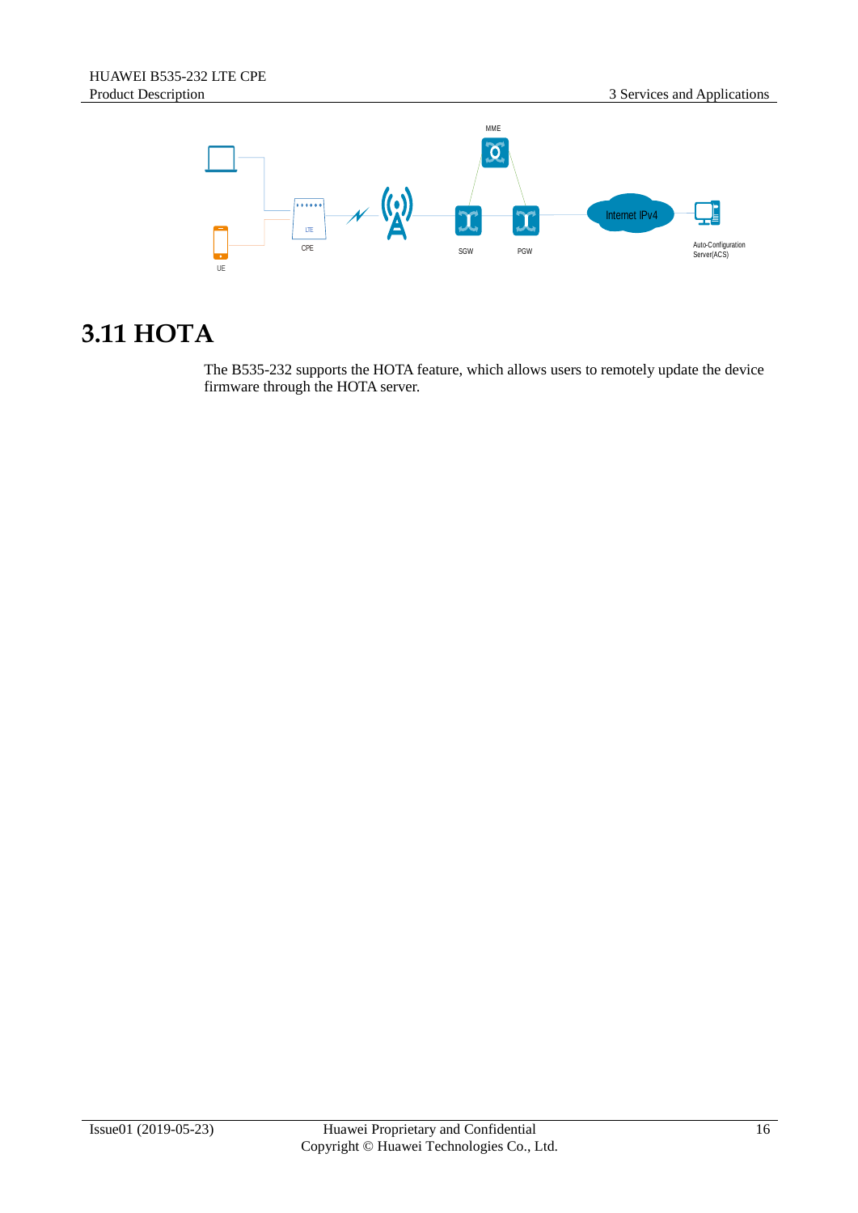## 3.11 HOTA

The B535-232 supports the HOTA feature, which allows users to remotely update the device firmware through the HOTA server.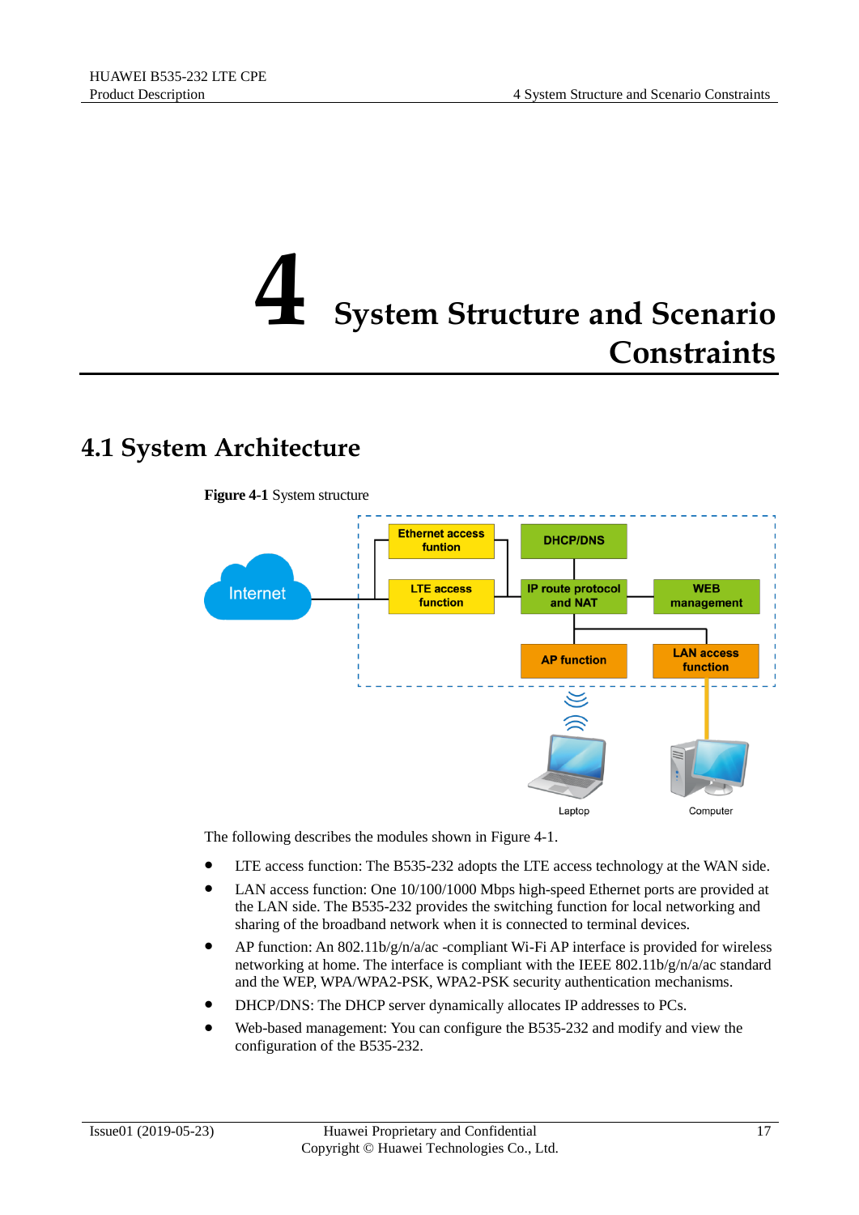# 4 System Structure and Scenario Constraints

## 4.1 System Architecture

**Figure 4-1** System structure

The following describes the modules shown in Figure 4-1.

- LTE access function: The B535-232 adopts the LTE access technology at the WAN side.
- LAN access function: One 10/100/1000 Mbps high-speed Ethernet ports are provided at the LAN side. The B535-232 provides the switching function for local networking and sharing of the broadband network when it is connected to terminal devices.
- AP function: An 802.11b/g/n/a/ac -compliant Wi-Fi AP interface is provided for wireless networking at home. The interface is compliant with the IEEE 802.11b/g/n/a/ac standard and the WEP, WPA/WPA2-PSK, WPA2-PSK security authentication mechanisms.
- DHCP/DNS: The DHCP server dynamically allocates IP addresses to PCs.
- Web-based management: You can configure the B535-232 and modify and view the configuration of the B535-232.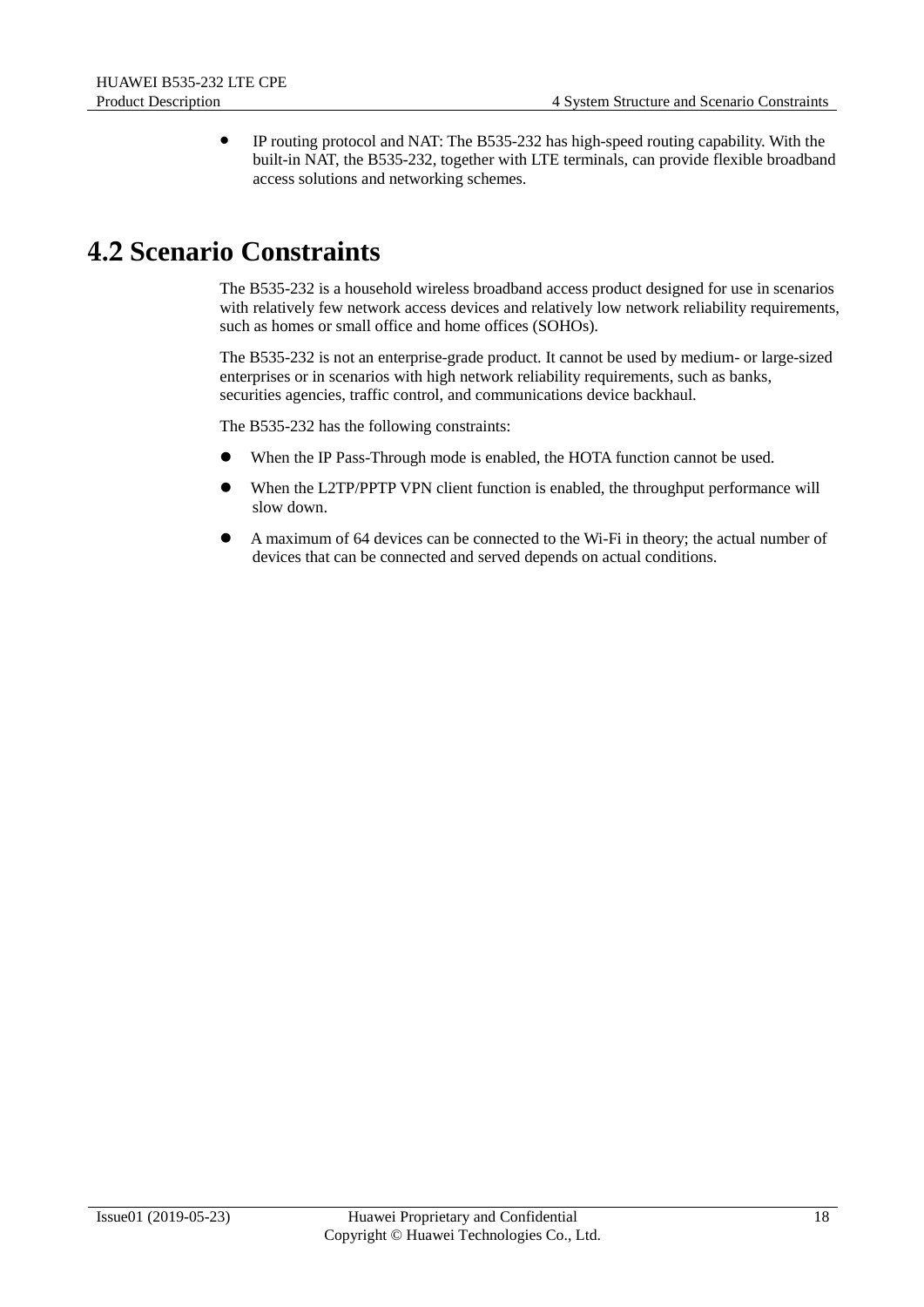- IP routing protocol and NAT: The B535-232 has high-speed routing capability. With the built-in NAT, the B535-232, together with LTE terminals, can provide flexible broadband access solutions and networking schemes.

## 4.2 Scenario Constraints

The B535-232 is a household wireless broadband access product designed for use in scenarios with relatively few network access devices and relatively low network reliability requirements, such as homes or small office and home offices (SOHOs).

The B535-232 is not an enterprise-grade product. It cannot be used by medium- or large-sized enterprises or in scenarios with high network reliability requirements, such as banks, securities agencies, traffic control, and communications device backhaul.

The B535-232 has the following constraints:

- When the IP Pass-Through mode is enabled, the HOTA function cannot be used.
- When the L2TP/PPTP VPN client function is enabled, the throughput performance will slow down.
- A maximum of 64 devices can be connected to the Wi-Fi in theory; the actual number of devices that can be connected and served depends on actual conditions.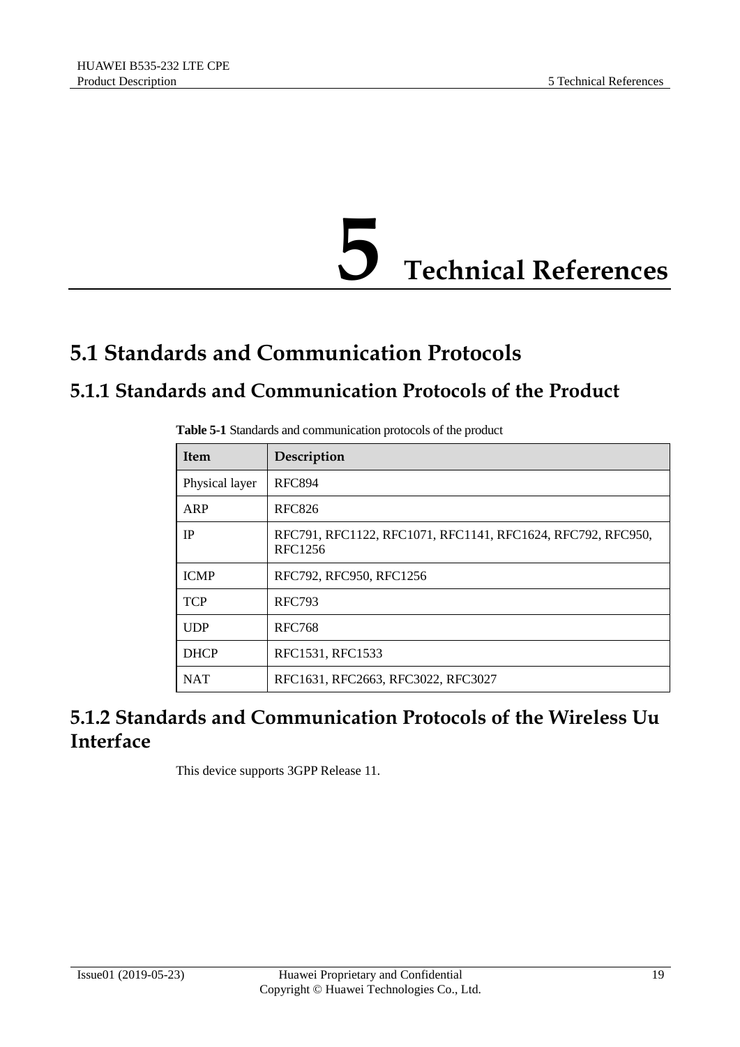# 5 Technical References

## 5.1 Standards and Communication Protocols

### 5.1.1 Standards and Communication Protocols of the Product

**Table 5-1** Standards and communication protocols of the product

| Item | Description |
| --- | --- |
| Physical layer | RFC894 |
| ARP | RFC826 |
| IP | RFC791, RFC1122, RFC1071, RFC1141, RFC1624, RFC792, RFC950, RFC1256 |
| ICMP | RFC792, RFC950, RFC1256 |
| TCP | RFC793 |
| UDP | RFC768 |
| DHCP | RFC1531, RFC1533 |
| NAT | RFC1631, RFC2663, RFC3022, RFC3027 |

### 5.1.2 Standards and Communication Protocols of the Wireless Uu Interface

This device supports 3GPP Release 11.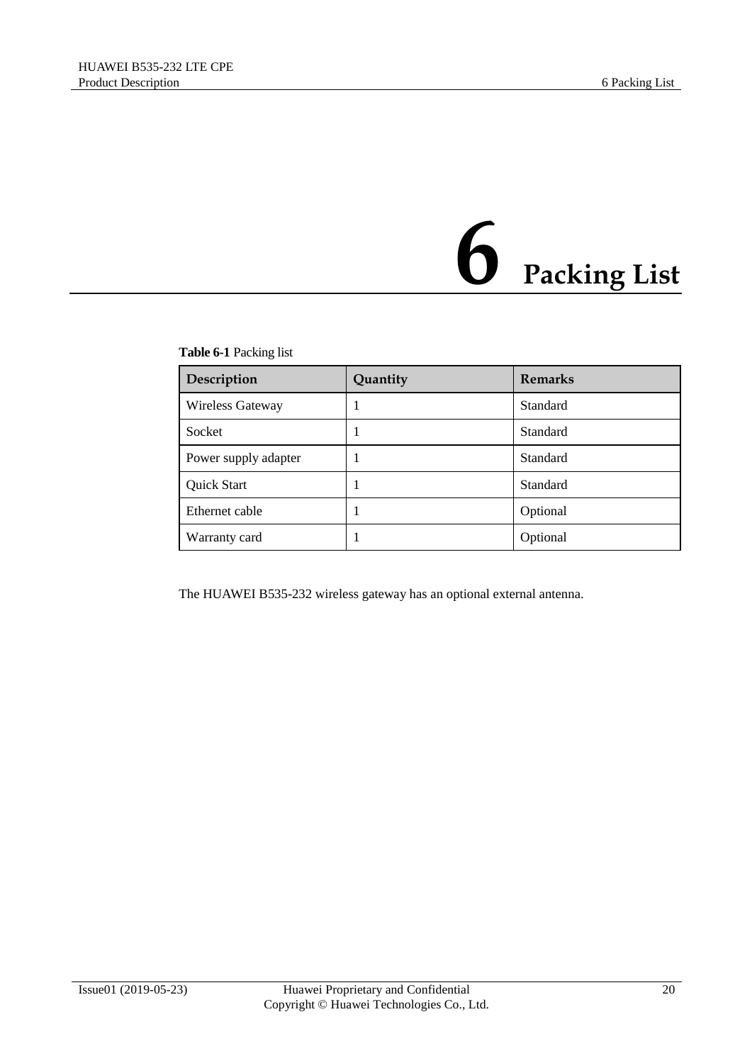# 6 Packing List

**Table 6-1** Packing list

| Description | Quantity | Remarks |
|---|---|---|
| Wireless Gateway | 1 | Standard |
| Socket | 1 | Standard |
| Power supply adapter | 1 | Standard |
| Quick Start | 1 | Standard |
| Ethernet cable | 1 | Optional |
| Warranty card | 1 | Optional |

The HUAWEI B535-232 wireless gateway has an optional external antenna.